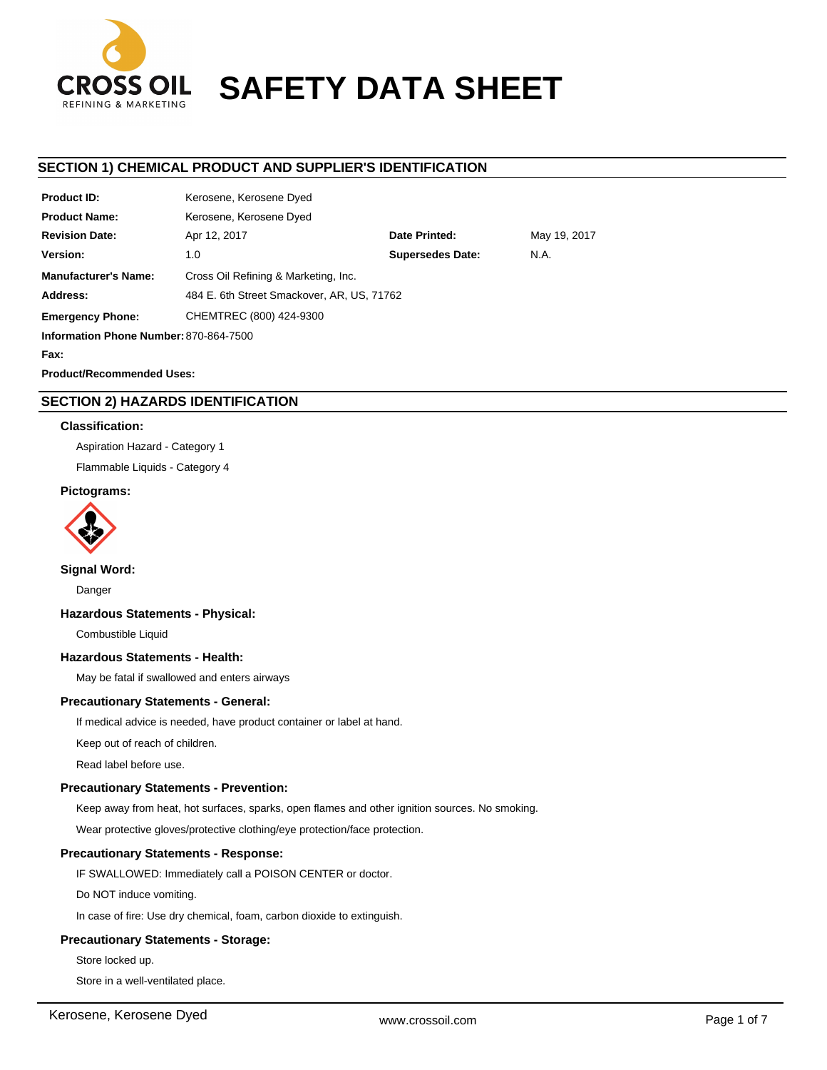CROSS OIL
REFINING & MARKETING

# SAFETY DATA SHEET

## SECTION 1) CHEMICAL PRODUCT AND SUPPLIER'S IDENTIFICATION

| | | | |
|---|---|---|---|
| **Product ID:** | Kerosene, Kerosene Dyed | | |
| **Product Name:** | Kerosene, Kerosene Dyed | | |
| **Revision Date:** | Apr 12, 2017 | **Date Printed:** | May 19, 2017 |
| **Version:** | 1.0 | **Supersedes Date:** | N.A. |
| **Manufacturer's Name:** | Cross Oil Refining & Marketing, Inc. | | |
| **Address:** | 484 E. 6th Street Smackover, AR, US, 71762 | | |
| **Emergency Phone:** | CHEMTREC (800) 424-9300 | | |
| **Information Phone Number:** | 870-864-7500 | | |
| **Fax:** | | | |
| **Product/Recommended Uses:** | | | |

## SECTION 2) HAZARDS IDENTIFICATION

### Classification:

Aspiration Hazard - Category 1

Flammable Liquids - Category 4

### Pictograms:

### Signal Word:

Danger

### Hazardous Statements - Physical:

Combustible Liquid

### Hazardous Statements - Health:

May be fatal if swallowed and enters airways

### Precautionary Statements - General:

If medical advice is needed, have product container or label at hand.

Keep out of reach of children.

Read label before use.

### Precautionary Statements - Prevention:

Keep away from heat, hot surfaces, sparks, open flames and other ignition sources. No smoking.

Wear protective gloves/protective clothing/eye protection/face protection.

### Precautionary Statements - Response:

IF SWALLOWED: Immediately call a POISON CENTER or doctor.

Do NOT induce vomiting.

In case of fire: Use dry chemical, foam, carbon dioxide to extinguish.

### Precautionary Statements - Storage:

Store locked up.

Store in a well-ventilated place.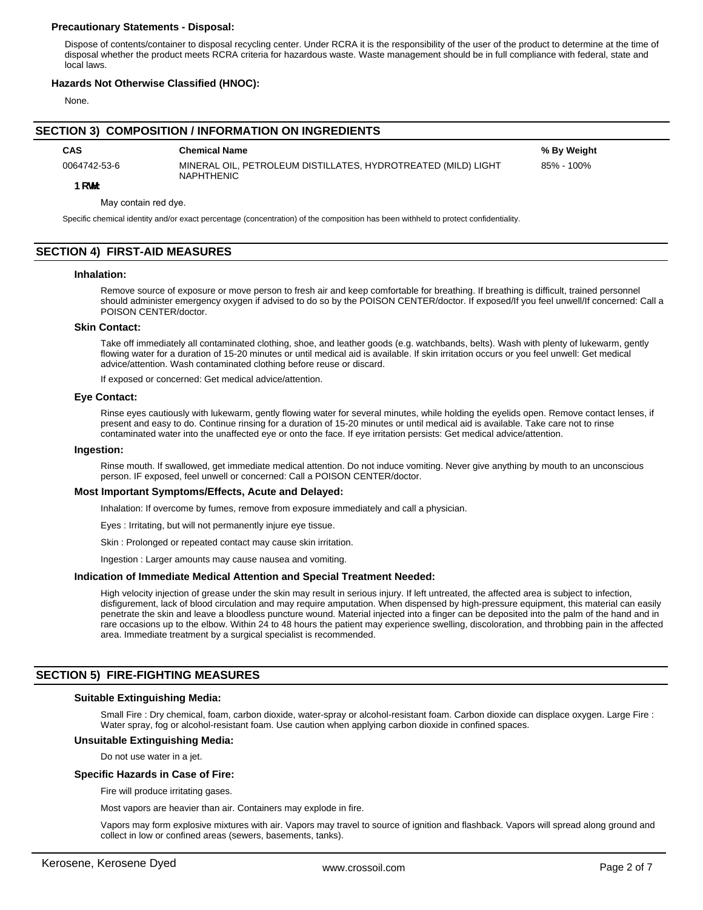**Precautionary Statements - Disposal:**

Dispose of contents/container to disposal recycling center. Under RCRA it is the responsibility of the user of the product to determine at the time of disposal whether the product meets RCRA criteria for hazardous waste. Waste management should be in full compliance with federal, state and local laws.

**Hazards Not Otherwise Classified (HNOC):**

None.

## SECTION 3) COMPOSITION / INFORMATION ON INGREDIENTS

| CAS | Chemical Name | % By Weight |
|---|---|---|
| 0064742-53-6 | MINERAL OIL, PETROLEUM DISTILLATES, HYDROTREATED (MILD) LIGHT NAPHTHENIC | 85% - 100% |

**1 RWet:**

May contain red dye.

Specific chemical identity and/or exact percentage (concentration) of the composition has been withheld to protect confidentiality.

## SECTION 4) FIRST-AID MEASURES

### Inhalation:

Remove source of exposure or move person to fresh air and keep comfortable for breathing. If breathing is difficult, trained personnel should administer emergency oxygen if advised to do so by the POISON CENTER/doctor. If exposed/If you feel unwell/If concerned: Call a POISON CENTER/doctor.

### Skin Contact:

Take off immediately all contaminated clothing, shoe, and leather goods (e.g. watchbands, belts). Wash with plenty of lukewarm, gently flowing water for a duration of 15-20 minutes or until medical aid is available. If skin irritation occurs or you feel unwell: Get medical advice/attention. Wash contaminated clothing before reuse or discard.

If exposed or concerned: Get medical advice/attention.

### Eye Contact:

Rinse eyes cautiously with lukewarm, gently flowing water for several minutes, while holding the eyelids open. Remove contact lenses, if present and easy to do. Continue rinsing for a duration of 15-20 minutes or until medical aid is available. Take care not to rinse contaminated water into the unaffected eye or onto the face. If eye irritation persists: Get medical advice/attention.

### Ingestion:

Rinse mouth. If swallowed, get immediate medical attention. Do not induce vomiting. Never give anything by mouth to an unconscious person. IF exposed, feel unwell or concerned: Call a POISON CENTER/doctor.

### Most Important Symptoms/Effects, Acute and Delayed:

Inhalation: If overcome by fumes, remove from exposure immediately and call a physician.

Eyes : Irritating, but will not permanently injure eye tissue.

Skin : Prolonged or repeated contact may cause skin irritation.

Ingestion : Larger amounts may cause nausea and vomiting.

### Indication of Immediate Medical Attention and Special Treatment Needed:

High velocity injection of grease under the skin may result in serious injury. If left untreated, the affected area is subject to infection, disfigurement, lack of blood circulation and may require amputation. When dispensed by high-pressure equipment, this material can easily penetrate the skin and leave a bloodless puncture wound. Material injected into a finger can be deposited into the palm of the hand and in rare occasions up to the elbow. Within 24 to 48 hours the patient may experience swelling, discoloration, and throbbing pain in the affected area. Immediate treatment by a surgical specialist is recommended.

## SECTION 5) FIRE-FIGHTING MEASURES

### Suitable Extinguishing Media:

Small Fire : Dry chemical, foam, carbon dioxide, water-spray or alcohol-resistant foam. Carbon dioxide can displace oxygen. Large Fire : Water spray, fog or alcohol-resistant foam. Use caution when applying carbon dioxide in confined spaces.

### Unsuitable Extinguishing Media:

Do not use water in a jet.

### Specific Hazards in Case of Fire:

Fire will produce irritating gases.

Most vapors are heavier than air. Containers may explode in fire.

Vapors may form explosive mixtures with air. Vapors may travel to source of ignition and flashback. Vapors will spread along ground and collect in low or confined areas (sewers, basements, tanks).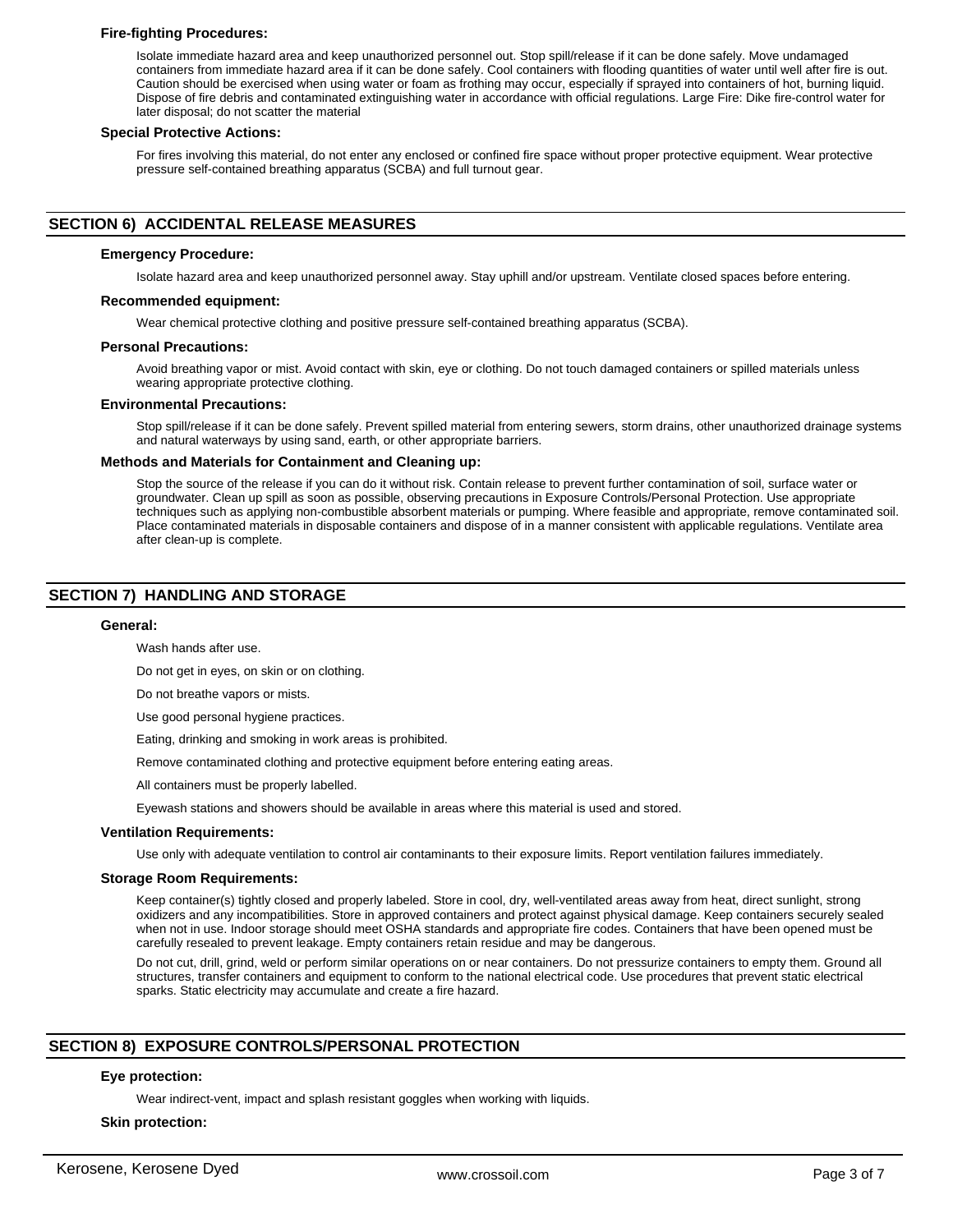### Fire-fighting Procedures:

Isolate immediate hazard area and keep unauthorized personnel out. Stop spill/release if it can be done safely. Move undamaged containers from immediate hazard area if it can be done safely. Cool containers with flooding quantities of water until well after fire is out. Caution should be exercised when using water or foam as frothing may occur, especially if sprayed into containers of hot, burning liquid. Dispose of fire debris and contaminated extinguishing water in accordance with official regulations. Large Fire: Dike fire-control water for later disposal; do not scatter the material

### Special Protective Actions:

For fires involving this material, do not enter any enclosed or confined fire space without proper protective equipment. Wear protective pressure self-contained breathing apparatus (SCBA) and full turnout gear.

## SECTION 6) ACCIDENTAL RELEASE MEASURES

### Emergency Procedure:

Isolate hazard area and keep unauthorized personnel away. Stay uphill and/or upstream. Ventilate closed spaces before entering.

### Recommended equipment:

Wear chemical protective clothing and positive pressure self-contained breathing apparatus (SCBA).

### Personal Precautions:

Avoid breathing vapor or mist. Avoid contact with skin, eye or clothing. Do not touch damaged containers or spilled materials unless wearing appropriate protective clothing.

### Environmental Precautions:

Stop spill/release if it can be done safely. Prevent spilled material from entering sewers, storm drains, other unauthorized drainage systems and natural waterways by using sand, earth, or other appropriate barriers.

### Methods and Materials for Containment and Cleaning up:

Stop the source of the release if you can do it without risk. Contain release to prevent further contamination of soil, surface water or groundwater. Clean up spill as soon as possible, observing precautions in Exposure Controls/Personal Protection. Use appropriate techniques such as applying non-combustible absorbent materials or pumping. Where feasible and appropriate, remove contaminated soil. Place contaminated materials in disposable containers and dispose of in a manner consistent with applicable regulations. Ventilate area after clean-up is complete.

## SECTION 7) HANDLING AND STORAGE

### General:

Wash hands after use.

Do not get in eyes, on skin or on clothing.

Do not breathe vapors or mists.

Use good personal hygiene practices.

Eating, drinking and smoking in work areas is prohibited.

Remove contaminated clothing and protective equipment before entering eating areas.

All containers must be properly labelled.

Eyewash stations and showers should be available in areas where this material is used and stored.

### Ventilation Requirements:

Use only with adequate ventilation to control air contaminants to their exposure limits. Report ventilation failures immediately.

### Storage Room Requirements:

Keep container(s) tightly closed and properly labeled. Store in cool, dry, well-ventilated areas away from heat, direct sunlight, strong oxidizers and any incompatibilities. Store in approved containers and protect against physical damage. Keep containers securely sealed when not in use. Indoor storage should meet OSHA standards and appropriate fire codes. Containers that have been opened must be carefully resealed to prevent leakage. Empty containers retain residue and may be dangerous.

Do not cut, drill, grind, weld or perform similar operations on or near containers. Do not pressurize containers to empty them. Ground all structures, transfer containers and equipment to conform to the national electrical code. Use procedures that prevent static electrical sparks. Static electricity may accumulate and create a fire hazard.

## SECTION 8) EXPOSURE CONTROLS/PERSONAL PROTECTION

### Eye protection:

Wear indirect-vent, impact and splash resistant goggles when working with liquids.

### Skin protection: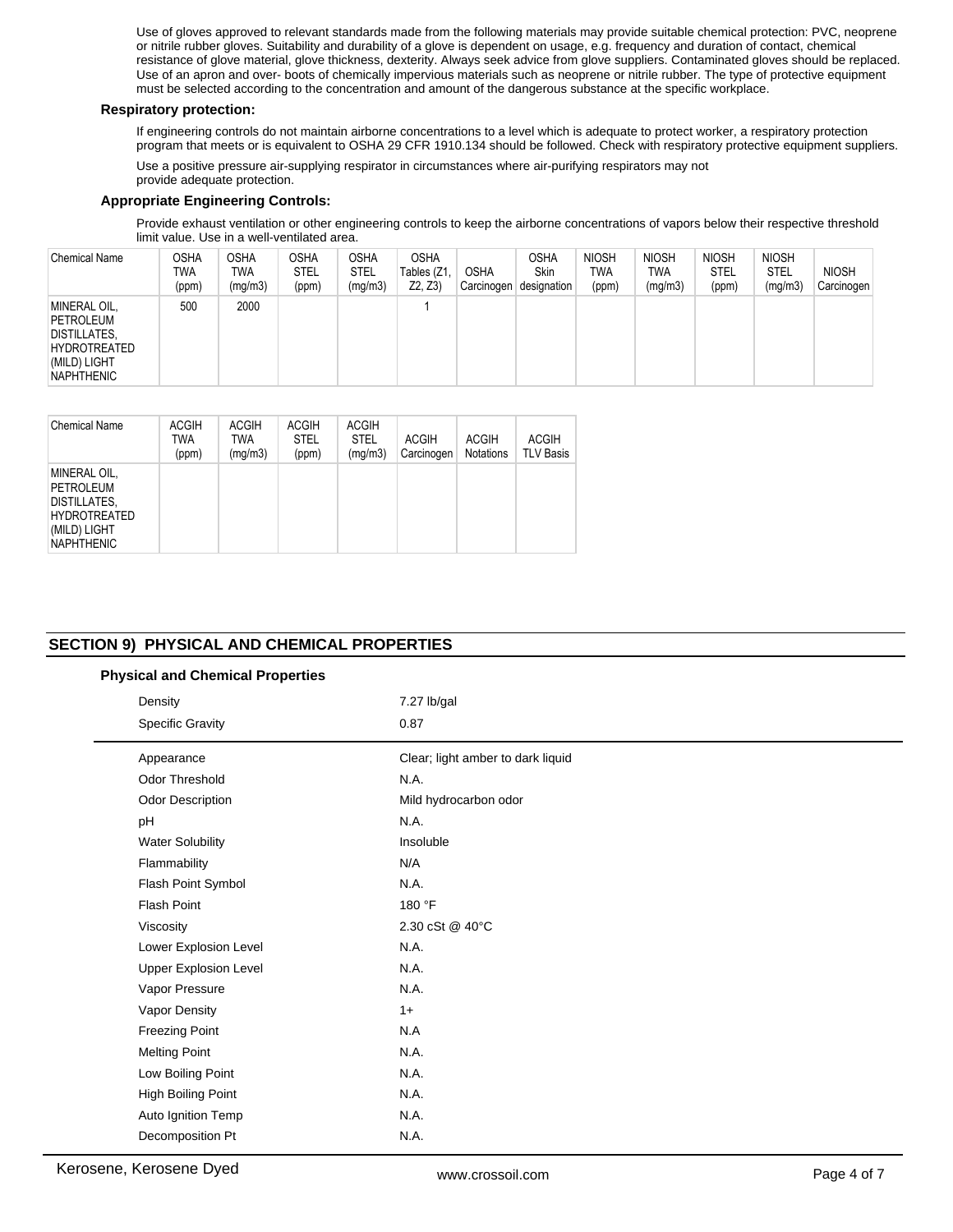Use of gloves approved to relevant standards made from the following materials may provide suitable chemical protection: PVC, neoprene or nitrile rubber gloves. Suitability and durability of a glove is dependent on usage, e.g. frequency and duration of contact, chemical resistance of glove material, glove thickness, dexterity. Always seek advice from glove suppliers. Contaminated gloves should be replaced. Use of an apron and over- boots of chemically impervious materials such as neoprene or nitrile rubber. The type of protective equipment must be selected according to the concentration and amount of the dangerous substance at the specific workplace.

**Respiratory protection:**

If engineering controls do not maintain airborne concentrations to a level which is adequate to protect worker, a respiratory protection program that meets or is equivalent to OSHA 29 CFR 1910.134 should be followed. Check with respiratory protective equipment suppliers.

Use a positive pressure air-supplying respirator in circumstances where air-purifying respirators may not provide adequate protection.

**Appropriate Engineering Controls:**

Provide exhaust ventilation or other engineering controls to keep the airborne concentrations of vapors below their respective threshold limit value. Use in a well-ventilated area.

| Chemical Name | OSHA TWA (ppm) | OSHA TWA (mg/m3) | OSHA STEL (ppm) | OSHA STEL (mg/m3) | OSHA Tables (Z1, Z2, Z3) | OSHA Carcinogen | OSHA Skin designation | NIOSH TWA (ppm) | NIOSH TWA (mg/m3) | NIOSH STEL (ppm) | NIOSH STEL (mg/m3) | NIOSH Carcinogen |
|---|---|---|---|---|---|---|---|---|---|---|---|---|
| MINERAL OIL, PETROLEUM DISTILLATES, HYDROTREATED (MILD) LIGHT NAPHTHENIC | 500 | 2000 | | | 1 | | | | | | | |

| Chemical Name | ACGIH TWA (ppm) | ACGIH TWA (mg/m3) | ACGIH STEL (ppm) | ACGIH STEL (mg/m3) | ACGIH Carcinogen | ACGIH Notations | ACGIH TLV Basis |
|---|---|---|---|---|---|---|---|
| MINERAL OIL, PETROLEUM DISTILLATES, HYDROTREATED (MILD) LIGHT NAPHTHENIC | | | | | | | |

## SECTION 9) PHYSICAL AND CHEMICAL PROPERTIES

**Physical and Chemical Properties**

| | |
|---|---|
| Density | 7.27 lb/gal |
| Specific Gravity | 0.87 |

| | |
|---|---|
| Appearance | Clear; light amber to dark liquid |
| Odor Threshold | N.A. |
| Odor Description | Mild hydrocarbon odor |
| pH | N.A. |
| Water Solubility | Insoluble |
| Flammability | N/A |
| Flash Point Symbol | N.A. |
| Flash Point | 180 °F |
| Viscosity | 2.30 cSt @ 40°C |
| Lower Explosion Level | N.A. |
| Upper Explosion Level | N.A. |
| Vapor Pressure | N.A. |
| Vapor Density | 1+ |
| Freezing Point | N.A |
| Melting Point | N.A. |
| Low Boiling Point | N.A. |
| High Boiling Point | N.A. |
| Auto Ignition Temp | N.A. |
| Decomposition Pt | N.A. |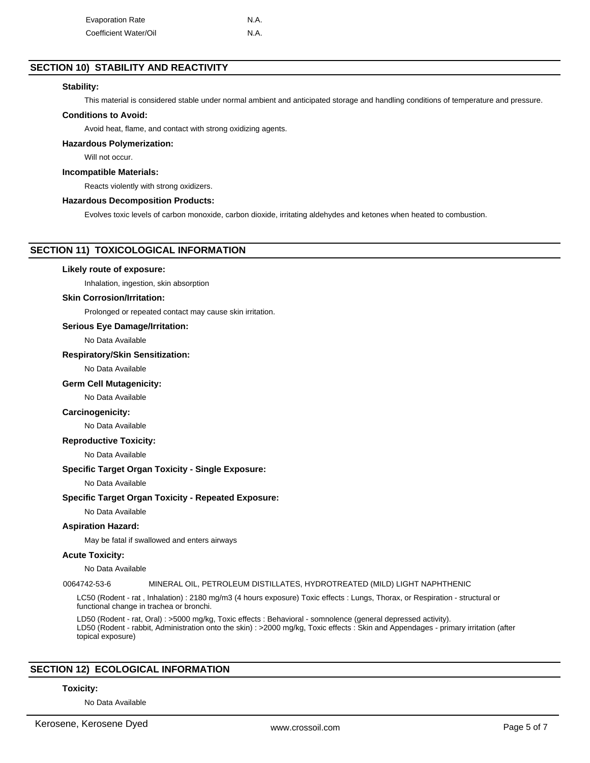| | |
|---|---|
| Evaporation Rate | N.A. |
| Coefficient Water/Oil | N.A. |

## SECTION 10) STABILITY AND REACTIVITY

**Stability:**

This material is considered stable under normal ambient and anticipated storage and handling conditions of temperature and pressure.

**Conditions to Avoid:**

Avoid heat, flame, and contact with strong oxidizing agents.

**Hazardous Polymerization:**

Will not occur.

**Incompatible Materials:**

Reacts violently with strong oxidizers.

**Hazardous Decomposition Products:**

Evolves toxic levels of carbon monoxide, carbon dioxide, irritating aldehydes and ketones when heated to combustion.

## SECTION 11) TOXICOLOGICAL INFORMATION

**Likely route of exposure:**

Inhalation, ingestion, skin absorption

**Skin Corrosion/Irritation:**

Prolonged or repeated contact may cause skin irritation.

**Serious Eye Damage/Irritation:**

No Data Available

**Respiratory/Skin Sensitization:**

No Data Available

**Germ Cell Mutagenicity:**

No Data Available

**Carcinogenicity:**

No Data Available

**Reproductive Toxicity:**

No Data Available

**Specific Target Organ Toxicity - Single Exposure:**

No Data Available

**Specific Target Organ Toxicity - Repeated Exposure:**

No Data Available

**Aspiration Hazard:**

May be fatal if swallowed and enters airways

**Acute Toxicity:**

No Data Available

0064742-53-6 MINERAL OIL, PETROLEUM DISTILLATES, HYDROTREATED (MILD) LIGHT NAPHTHENIC

LC50 (Rodent - rat , Inhalation) : 2180 mg/m3 (4 hours exposure) Toxic effects : Lungs, Thorax, or Respiration - structural or functional change in trachea or bronchi.

LD50 (Rodent - rat, Oral) : >5000 mg/kg, Toxic effects : Behavioral - somnolence (general depressed activity).
LD50 (Rodent - rabbit, Administration onto the skin) : >2000 mg/kg, Toxic effects : Skin and Appendages - primary irritation (after topical exposure)

## SECTION 12) ECOLOGICAL INFORMATION

**Toxicity:**

No Data Available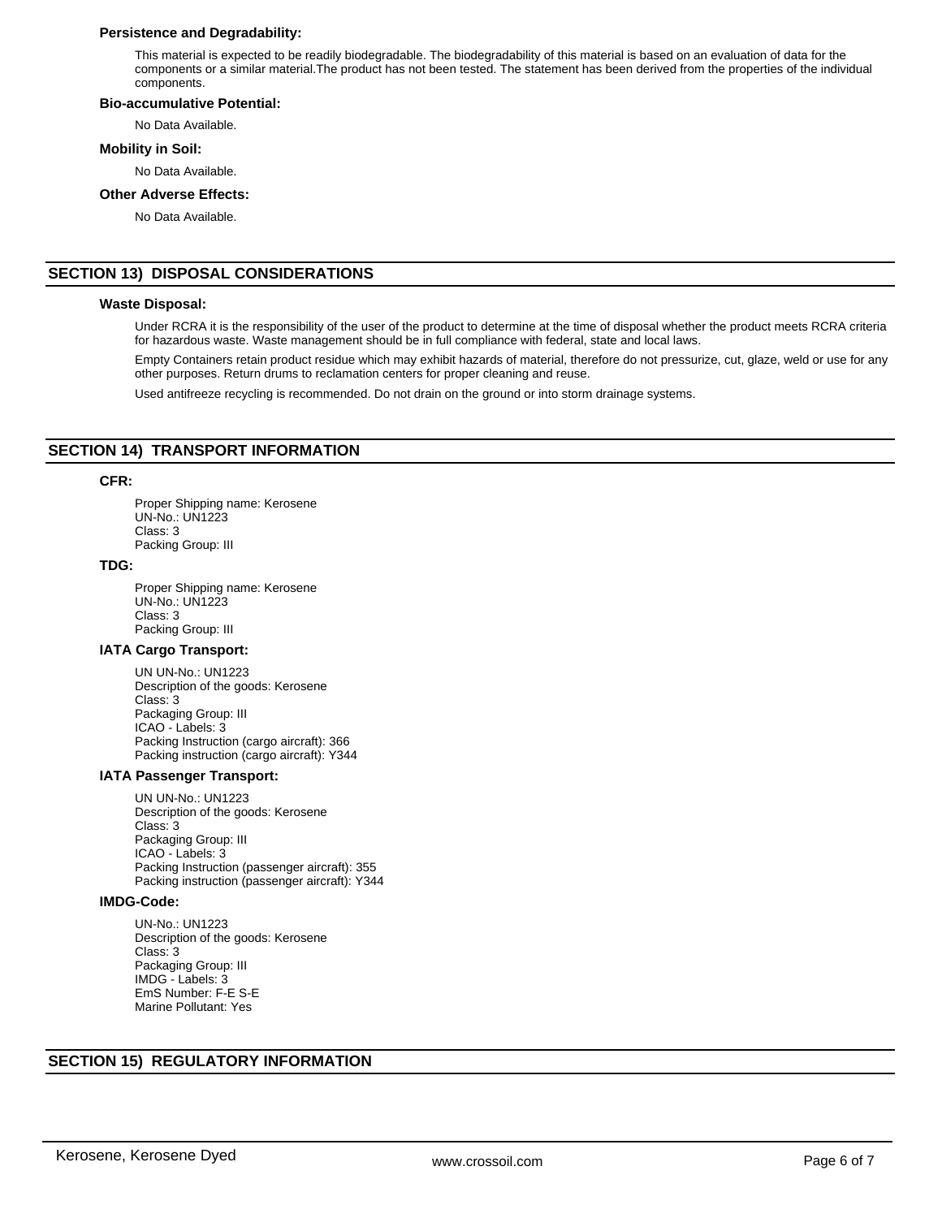### Persistence and Degradability:

This material is expected to be readily biodegradable. The biodegradability of this material is based on an evaluation of data for the components or a similar material.The product has not been tested. The statement has been derived from the properties of the individual components.

### Bio-accumulative Potential:

No Data Available.

### Mobility in Soil:

No Data Available.

### Other Adverse Effects:

No Data Available.

## SECTION 13) DISPOSAL CONSIDERATIONS

### Waste Disposal:

Under RCRA it is the responsibility of the user of the product to determine at the time of disposal whether the product meets RCRA criteria for hazardous waste. Waste management should be in full compliance with federal, state and local laws.

Empty Containers retain product residue which may exhibit hazards of material, therefore do not pressurize, cut, glaze, weld or use for any other purposes. Return drums to reclamation centers for proper cleaning and reuse.

Used antifreeze recycling is recommended. Do not drain on the ground or into storm drainage systems.

## SECTION 14) TRANSPORT INFORMATION

### CFR:

Proper Shipping name: Kerosene
UN-No.: UN1223
Class: 3
Packing Group: III

### TDG:

Proper Shipping name: Kerosene
UN-No.: UN1223
Class: 3
Packing Group: III

### IATA Cargo Transport:

UN UN-No.: UN1223
Description of the goods: Kerosene
Class: 3
Packaging Group: III
ICAO - Labels: 3
Packing Instruction (cargo aircraft): 366
Packing instruction (cargo aircraft): Y344

### IATA Passenger Transport:

UN UN-No.: UN1223
Description of the goods: Kerosene
Class: 3
Packaging Group: III
ICAO - Labels: 3
Packing Instruction (passenger aircraft): 355
Packing instruction (passenger aircraft): Y344

### IMDG-Code:

UN-No.: UN1223
Description of the goods: Kerosene
Class: 3
Packaging Group: III
IMDG - Labels: 3
EmS Number: F-E S-E
Marine Pollutant: Yes

## SECTION 15) REGULATORY INFORMATION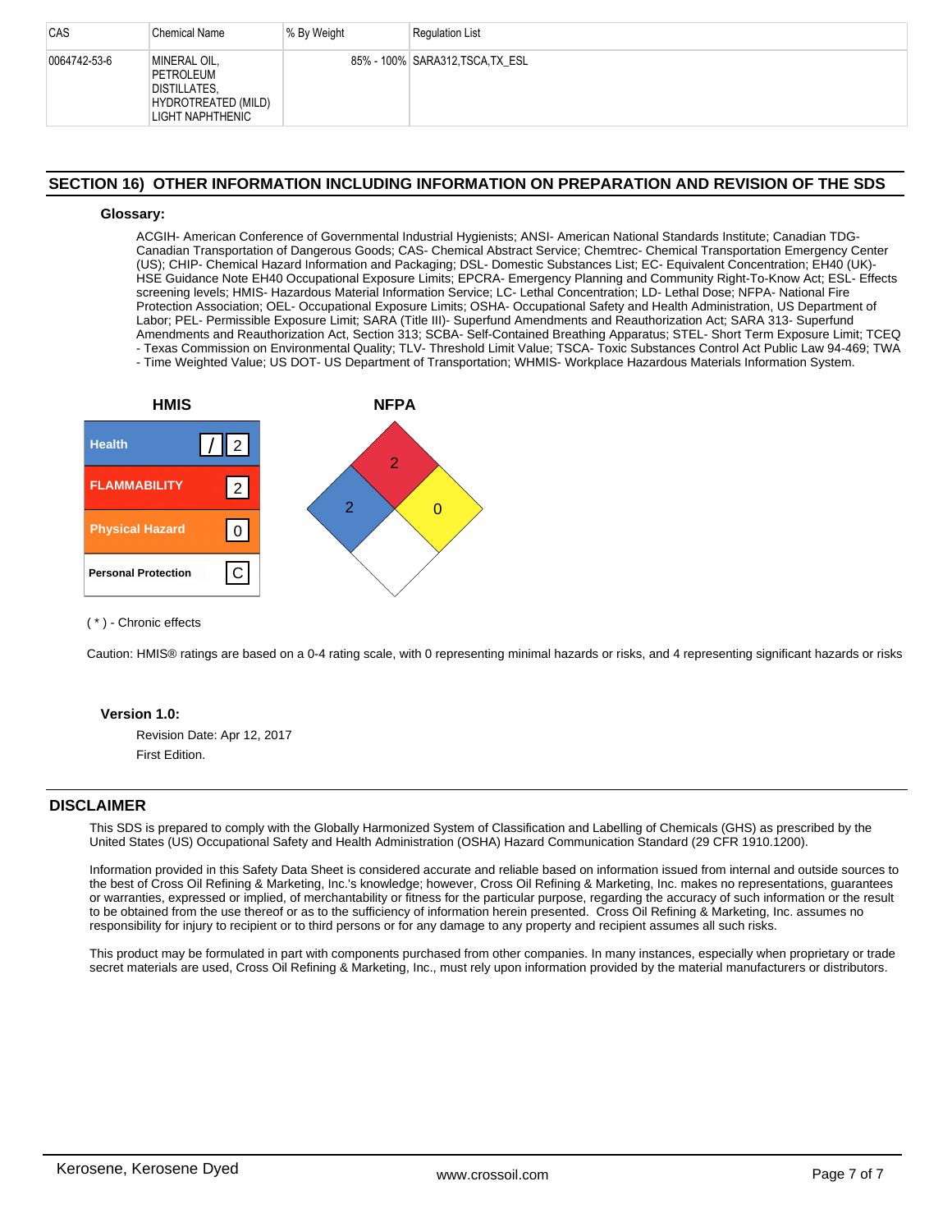| CAS | Chemical Name | % By Weight | Regulation List |
|---|---|---|---|
| 0064742-53-6 | MINERAL OIL, PETROLEUM DISTILLATES, HYDROTREATED (MILD) LIGHT NAPHTHENIC | 85% - 100% | SARA312,TSCA,TX_ESL |

## SECTION 16) OTHER INFORMATION INCLUDING INFORMATION ON PREPARATION AND REVISION OF THE SDS

### Glossary:

ACGIH- American Conference of Governmental Industrial Hygienists; ANSI- American National Standards Institute; Canadian TDG- Canadian Transportation of Dangerous Goods; CAS- Chemical Abstract Service; Chemtrec- Chemical Transportation Emergency Center (US); CHIP- Chemical Hazard Information and Packaging; DSL- Domestic Substances List; EC- Equivalent Concentration; EH40 (UK)- HSE Guidance Note EH40 Occupational Exposure Limits; EPCRA- Emergency Planning and Community Right-To-Know Act; ESL- Effects screening levels; HMIS- Hazardous Material Information Service; LC- Lethal Concentration; LD- Lethal Dose; NFPA- National Fire Protection Association; OEL- Occupational Exposure Limits; OSHA- Occupational Safety and Health Administration, US Department of Labor; PEL- Permissible Exposure Limit; SARA (Title III)- Superfund Amendments and Reauthorization Act; SARA 313- Superfund Amendments and Reauthorization Act, Section 313; SCBA- Self-Contained Breathing Apparatus; STEL- Short Term Exposure Limit; TCEQ - Texas Commission on Environmental Quality; TLV- Threshold Limit Value; TSCA- Toxic Substances Control Act Public Law 94-469; TWA - Time Weighted Value; US DOT- US Department of Transportation; WHMIS- Workplace Hazardous Materials Information System.

**HMIS**

| | |
|---|---|
| Health | / 2 |
| FLAMMABILITY | 2 |
| Physical Hazard | 0 |
| Personal Protection | C |

**NFPA**

2

2

0

( * ) - Chronic effects

Caution: HMIS® ratings are based on a 0-4 rating scale, with 0 representing minimal hazards or risks, and 4 representing significant hazards or risks

### Version 1.0:

Revision Date: Apr 12, 2017

First Edition.

## DISCLAIMER

This SDS is prepared to comply with the Globally Harmonized System of Classification and Labelling of Chemicals (GHS) as prescribed by the United States (US) Occupational Safety and Health Administration (OSHA) Hazard Communication Standard (29 CFR 1910.1200).

Information provided in this Safety Data Sheet is considered accurate and reliable based on information issued from internal and outside sources to the best of Cross Oil Refining & Marketing, Inc.'s knowledge; however, Cross Oil Refining & Marketing, Inc. makes no representations, guarantees or warranties, expressed or implied, of merchantability or fitness for the particular purpose, regarding the accuracy of such information or the result to be obtained from the use thereof or as to the sufficiency of information herein presented. Cross Oil Refining & Marketing, Inc. assumes no responsibility for injury to recipient or to third persons or for any damage to any property and recipient assumes all such risks.

This product may be formulated in part with components purchased from other companies. In many instances, especially when proprietary or trade secret materials are used, Cross Oil Refining & Marketing, Inc., must rely upon information provided by the material manufacturers or distributors.